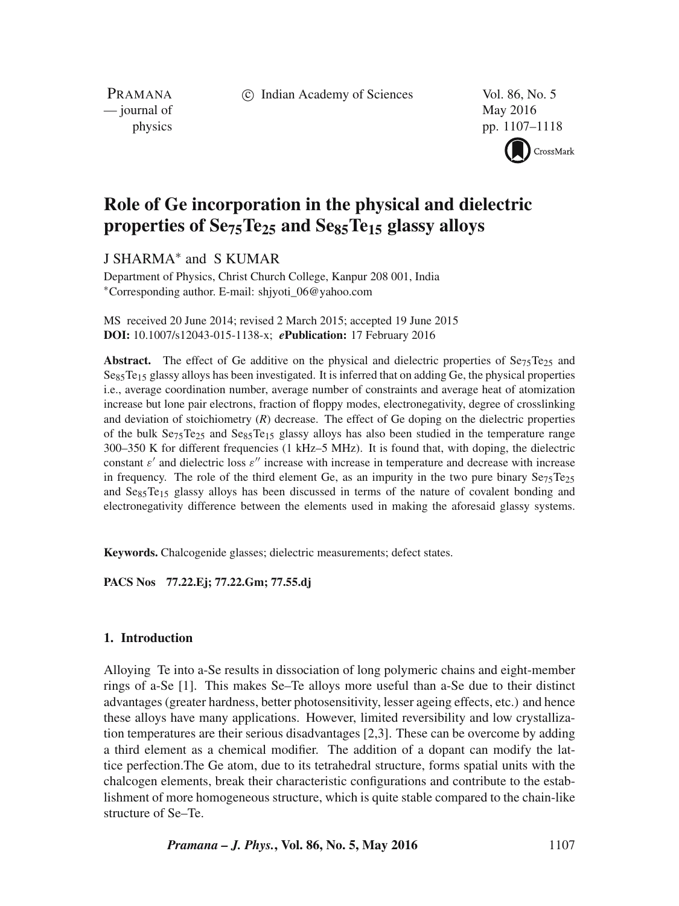# Role of Ge incorporation in the physical and dielectric properties of $Se_{75}Te_{25}$ and $Se_{85}Te_{15}$ glassy alloys

J SHARMA* and S KUMAR

Department of Physics, Christ Church College, Kanpur 208 001, India
*Corresponding author. E-mail: shjyoti_06@yahoo.com

MS received 20 June 2014; revised 2 March 2015; accepted 19 June 2015
**DOI:** 10.1007/s12043-015-1138-x; ***e*Publication:** 17 February 2016

**Abstract.** The effect of Ge additive on the physical and dielectric properties of $Se_{75}Te_{25}$ and $Se_{85}Te_{15}$ glassy alloys has been investigated. It is inferred that on adding Ge, the physical properties i.e., average coordination number, average number of constraints and average heat of atomization increase but lone pair electrons, fraction of floppy modes, electronegativity, degree of crosslinking and deviation of stoichiometry (*R*) decrease. The effect of Ge doping on the dielectric properties of the bulk $Se_{75}Te_{25}$ and $Se_{85}Te_{15}$ glassy alloys has also been studied in the temperature range 300–350 K for different frequencies (1 kHz–5 MHz). It is found that, with doping, the dielectric constant $\varepsilon'$ and dielectric loss $\varepsilon''$ increase with increase in temperature and decrease with increase in frequency. The role of the third element Ge, as an impurity in the two pure binary $Se_{75}Te_{25}$ and $Se_{85}Te_{15}$ glassy alloys has been discussed in terms of the nature of covalent bonding and electronegativity difference between the elements used in making the aforesaid glassy systems.

**Keywords.** Chalcogenide glasses; dielectric measurements; defect states.

**PACS Nos** 77.22.Ej; 77.22.Gm; 77.55.dj

## 1. Introduction

Alloying Te into a-Se results in dissociation of long polymeric chains and eight-member rings of a-Se [1]. This makes Se–Te alloys more useful than a-Se due to their distinct advantages (greater hardness, better photosensitivity, lesser ageing effects, etc.) and hence these alloys have many applications. However, limited reversibility and low crystallization temperatures are their serious disadvantages [2,3]. These can be overcome by adding a third element as a chemical modifier. The addition of a dopant can modify the lattice perfection.The Ge atom, due to its tetrahedral structure, forms spatial units with the chalcogen elements, break their characteristic configurations and contribute to the establishment of more homogeneous structure, which is quite stable compared to the chain-like structure of Se–Te.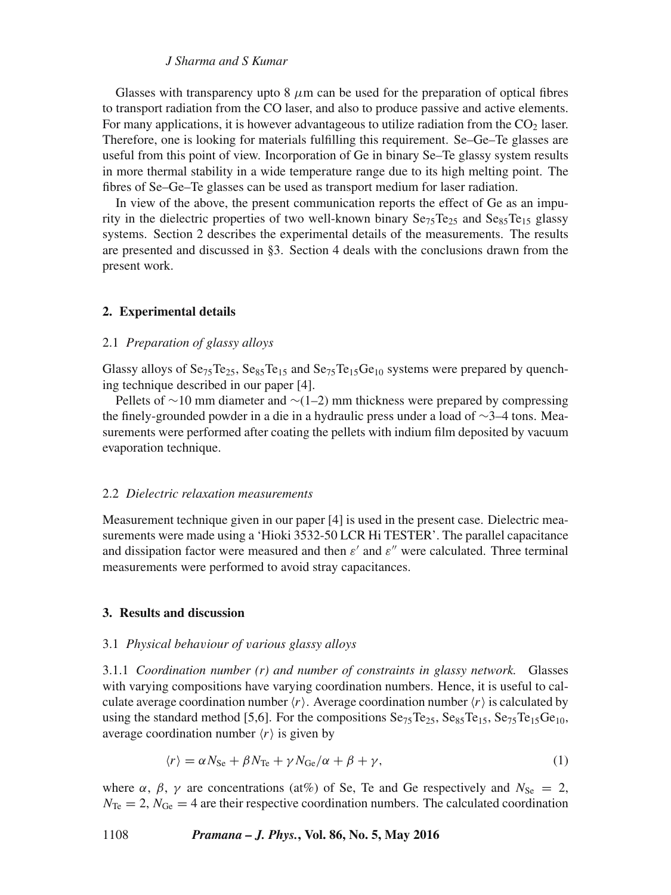Glasses with transparency upto 8 $\mu$m can be used for the preparation of optical fibres to transport radiation from the CO laser, and also to produce passive and active elements. For many applications, it is however advantageous to utilize radiation from the $CO_2$ laser. Therefore, one is looking for materials fulfilling this requirement. Se–Ge–Te glasses are useful from this point of view. Incorporation of Ge in binary Se–Te glassy system results in more thermal stability in a wide temperature range due to its high melting point. The fibres of Se–Ge–Te glasses can be used as transport medium for laser radiation.

In view of the above, the present communication reports the effect of Ge as an impurity in the dielectric properties of two well-known binary $Se_{75}Te_{25}$ and $Se_{85}Te_{15}$ glassy systems. Section 2 describes the experimental details of the measurements. The results are presented and discussed in §3. Section 4 deals with the conclusions drawn from the present work.

## 2. Experimental details

### 2.1 *Preparation of glassy alloys*

Glassy alloys of $Se_{75}Te_{25}$, $Se_{85}Te_{15}$ and $Se_{75}Te_{15}Ge_{10}$ systems were prepared by quenching technique described in our paper [4].

Pellets of ∼10 mm diameter and ∼(1–2) mm thickness were prepared by compressing the finely-grounded powder in a die in a hydraulic press under a load of ∼3–4 tons. Measurements were performed after coating the pellets with indium film deposited by vacuum evaporation technique.

### 2.2 *Dielectric relaxation measurements*

Measurement technique given in our paper [4] is used in the present case. Dielectric measurements were made using a 'Hioki 3532-50 LCR Hi TESTER'. The parallel capacitance and dissipation factor were measured and then $\varepsilon'$ and $\varepsilon''$ were calculated. Three terminal measurements were performed to avoid stray capacitances.

## 3. Results and discussion

### 3.1 *Physical behaviour of various glassy alloys*

3.1.1 *Coordination number (r) and number of constraints in glassy network.* Glasses with varying compositions have varying coordination numbers. Hence, it is useful to calculate average coordination number $\langle r \rangle$. Average coordination number $\langle r \rangle$ is calculated by using the standard method [5,6]. For the compositions $Se_{75}Te_{25}$, $Se_{85}Te_{15}$, $Se_{75}Te_{15}Ge_{10}$, average coordination number $\langle r \rangle$ is given by

$$\langle r \rangle = \alpha N_{\mathrm{Se}} + \beta N_{\mathrm{Te}} + \gamma N_{\mathrm{Ge}}/\alpha + \beta + \gamma, \tag{1}$$

where $\alpha$, $\beta$, $\gamma$ are concentrations (at%) of Se, Te and Ge respectively and $N_{\mathrm{Se}} = 2$, $N_{\mathrm{Te}} = 2$, $N_{\mathrm{Ge}} = 4$ are their respective coordination numbers. The calculated coordination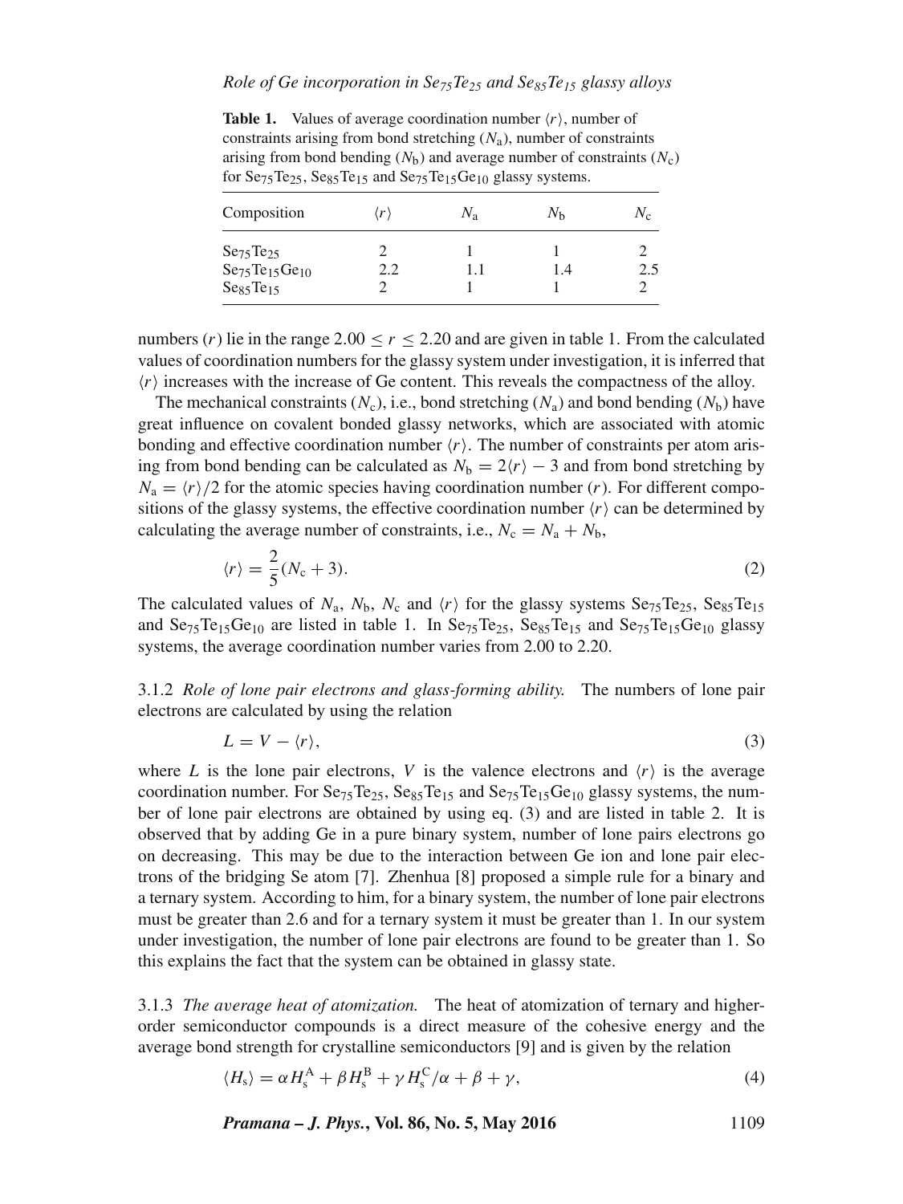**Table 1.** Values of average coordination number $\langle r \rangle$, number of constraints arising from bond stretching ($N_a$), number of constraints arising from bond bending ($N_b$) and average number of constraints ($N_c$) for $Se_{75}Te_{25}$, $Se_{85}Te_{15}$ and $Se_{75}Te_{15}Ge_{10}$ glassy systems.

| Composition | $\langle r \rangle$ | $N_a$ | $N_b$ | $N_c$ |
|---|---|---|---|---|
| $Se_{75}Te_{25}$ | 2 | 1 | 1 | 2 |
| $Se_{75}Te_{15}Ge_{10}$ | 2.2 | 1.1 | 1.4 | 2.5 |
| $Se_{85}Te_{15}$ | 2 | 1 | 1 | 2 |

numbers ($r$) lie in the range $2.00 \leq r \leq 2.20$ and are given in table 1. From the calculated values of coordination numbers for the glassy system under investigation, it is inferred that $\langle r \rangle$ increases with the increase of Ge content. This reveals the compactness of the alloy.

The mechanical constraints ($N_c$), i.e., bond stretching ($N_a$) and bond bending ($N_b$) have great influence on covalent bonded glassy networks, which are associated with atomic bonding and effective coordination number $\langle r \rangle$. The number of constraints per atom arising from bond bending can be calculated as $N_b = 2\langle r \rangle - 3$ and from bond stretching by $N_a = \langle r \rangle/2$ for the atomic species having coordination number ($r$). For different compositions of the glassy systems, the effective coordination number $\langle r \rangle$ can be determined by calculating the average number of constraints, i.e., $N_c = N_a + N_b$,

$$\langle r \rangle = \frac{2}{5}(N_c + 3). \tag{2}$$

The calculated values of $N_a$, $N_b$, $N_c$ and $\langle r \rangle$ for the glassy systems $Se_{75}Te_{25}$, $Se_{85}Te_{15}$ and $Se_{75}Te_{15}Ge_{10}$ are listed in table 1. In $Se_{75}Te_{25}$, $Se_{85}Te_{15}$ and $Se_{75}Te_{15}Ge_{10}$ glassy systems, the average coordination number varies from 2.00 to 2.20.

#### 3.1.2 *Role of lone pair electrons and glass-forming ability.*

The numbers of lone pair electrons are calculated by using the relation

$$L = V - \langle r \rangle, \tag{3}$$

where $L$ is the lone pair electrons, $V$ is the valence electrons and $\langle r \rangle$ is the average coordination number. For $Se_{75}Te_{25}$, $Se_{85}Te_{15}$ and $Se_{75}Te_{15}Ge_{10}$ glassy systems, the number of lone pair electrons are obtained by using eq. (3) and are listed in table 2. It is observed that by adding Ge in a pure binary system, number of lone pairs electrons go on decreasing. This may be due to the interaction between Ge ion and lone pair electrons of the bridging Se atom [7]. Zhenhua [8] proposed a simple rule for a binary and a ternary system. According to him, for a binary system, the number of lone pair electrons must be greater than 2.6 and for a ternary system it must be greater than 1. In our system under investigation, the number of lone pair electrons are found to be greater than 1. So this explains the fact that the system can be obtained in glassy state.

#### 3.1.3 *The average heat of atomization.*

The heat of atomization of ternary and higher-order semiconductor compounds is a direct measure of the cohesive energy and the average bond strength for crystalline semiconductors [9] and is given by the relation

$$\langle H_s \rangle = \alpha H_s^A + \beta H_s^B + \gamma H_s^C / \alpha + \beta + \gamma, \tag{4}$$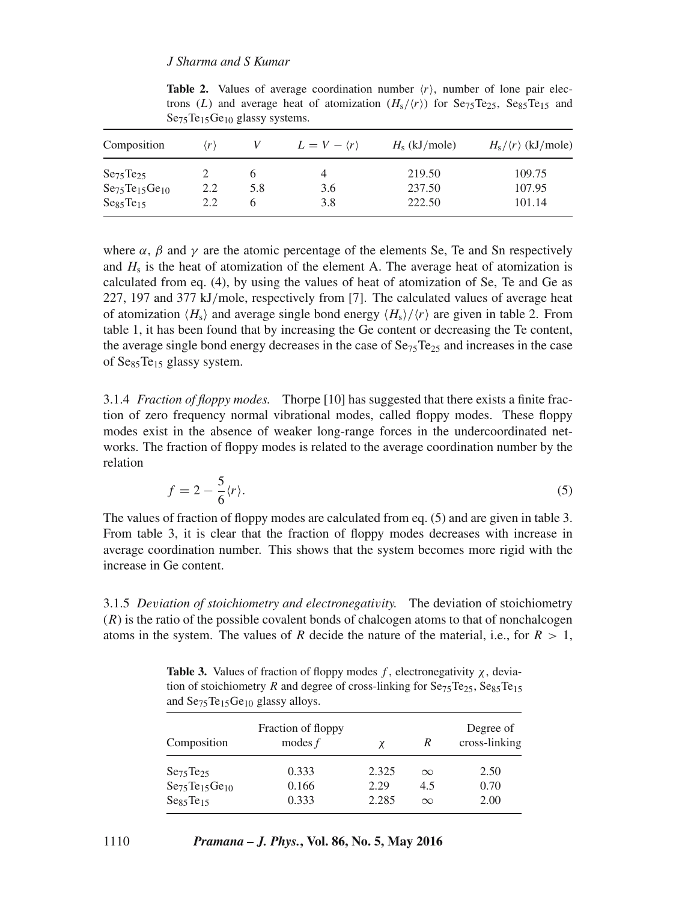**Table 2.** Values of average coordination number $\langle r \rangle$, number of lone pair electrons ($L$) and average heat of atomization ($H_s/\langle r \rangle$) for $Se_{75}Te_{25}$, $Se_{85}Te_{15}$ and $Se_{75}Te_{15}Ge_{10}$ glassy systems.

| Composition | $\langle r \rangle$ | $V$ | $L = V - \langle r \rangle$ | $H_s$ (kJ/mole) | $H_s/\langle r \rangle$ (kJ/mole) |
|---|---|---|---|---|---|
| $Se_{75}Te_{25}$ | 2 | 6 | 4 | 219.50 | 109.75 |
| $Se_{75}Te_{15}Ge_{10}$ | 2.2 | 5.8 | 3.6 | 237.50 | 107.95 |
| $Se_{85}Te_{15}$ | 2.2 | 6 | 3.8 | 222.50 | 101.14 |

where $\alpha$, $\beta$ and $\gamma$ are the atomic percentage of the elements Se, Te and Sn respectively and $H_s$ is the heat of atomization of the element A. The average heat of atomization is calculated from eq. (4), by using the values of heat of atomization of Se, Te and Ge as 227, 197 and 377 kJ/mole, respectively from [7]. The calculated values of average heat of atomization $\langle H_s \rangle$ and average single bond energy $\langle H_s \rangle/\langle r \rangle$ are given in table 2. From table 1, it has been found that by increasing the Ge content or decreasing the Te content, the average single bond energy decreases in the case of $Se_{75}Te_{25}$ and increases in the case of $Se_{85}Te_{15}$ glassy system.

3.1.4 *Fraction of floppy modes.* Thorpe [10] has suggested that there exists a finite fraction of zero frequency normal vibrational modes, called floppy modes. These floppy modes exist in the absence of weaker long-range forces in the undercoordinated networks. The fraction of floppy modes is related to the average coordination number by the relation

$$f = 2 - \frac{5}{6}\langle r \rangle. \tag{5}$$

The values of fraction of floppy modes are calculated from eq. (5) and are given in table 3. From table 3, it is clear that the fraction of floppy modes decreases with increase in average coordination number. This shows that the system becomes more rigid with the increase in Ge content.

3.1.5 *Deviation of stoichiometry and electronegativity.* The deviation of stoichiometry ($R$) is the ratio of the possible covalent bonds of chalcogen atoms to that of nonchalcogen atoms in the system. The values of $R$ decide the nature of the material, i.e., for $R > 1$,

**Table 3.** Values of fraction of floppy modes $f$, electronegativity $\chi$, deviation of stoichiometry $R$ and degree of cross-linking for $Se_{75}Te_{25}$, $Se_{85}Te_{15}$ and $Se_{75}Te_{15}Ge_{10}$ glassy alloys.

| Composition | Fraction of floppy modes $f$ | $\chi$ | $R$ | Degree of cross-linking |
|---|---|---|---|---|
| $Se_{75}Te_{25}$ | 0.333 | 2.325 | $\infty$ | 2.50 |
| $Se_{75}Te_{15}Ge_{10}$ | 0.166 | 2.29 | 4.5 | 0.70 |
| $Se_{85}Te_{15}$ | 0.333 | 2.285 | $\infty$ | 2.00 |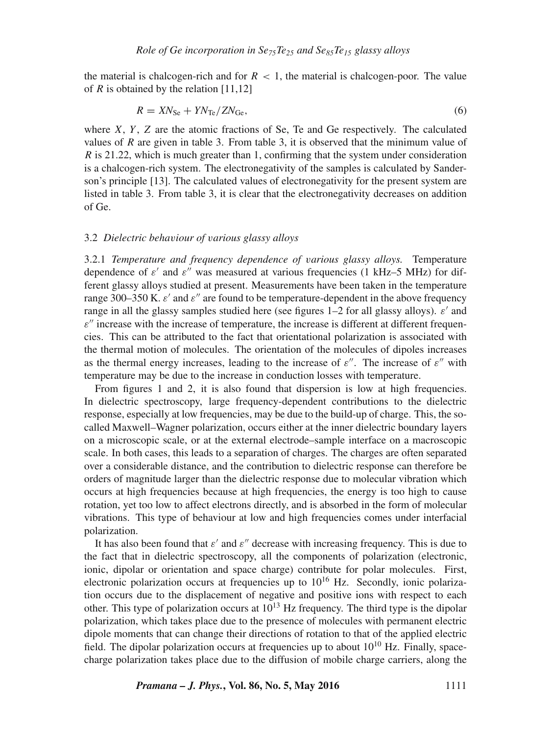the material is chalcogen-rich and for $R < 1$, the material is chalcogen-poor. The value of $R$ is obtained by the relation [11,12]

$$R = XN_{\mathrm{Se}} + YN_{\mathrm{Te}}/ZN_{\mathrm{Ge}}, \tag{6}$$

where $X$, $Y$, $Z$ are the atomic fractions of Se, Te and Ge respectively. The calculated values of $R$ are given in table 3. From table 3, it is observed that the minimum value of $R$ is 21.22, which is much greater than 1, confirming that the system under consideration is a chalcogen-rich system. The electronegativity of the samples is calculated by Sanderson's principle [13]. The calculated values of electronegativity for the present system are listed in table 3. From table 3, it is clear that the electronegativity decreases on addition of Ge.

### 3.2 *Dielectric behaviour of various glassy alloys*

3.2.1 *Temperature and frequency dependence of various glassy alloys.* Temperature dependence of $\varepsilon'$ and $\varepsilon''$ was measured at various frequencies (1 kHz–5 MHz) for different glassy alloys studied at present. Measurements have been taken in the temperature range 300–350 K. $\varepsilon'$ and $\varepsilon''$ are found to be temperature-dependent in the above frequency range in all the glassy samples studied here (see figures 1–2 for all glassy alloys). $\varepsilon'$ and $\varepsilon''$ increase with the increase of temperature, the increase is different at different frequencies. This can be attributed to the fact that orientational polarization is associated with the thermal motion of molecules. The orientation of the molecules of dipoles increases as the thermal energy increases, leading to the increase of $\varepsilon''$. The increase of $\varepsilon''$ with temperature may be due to the increase in conduction losses with temperature.

From figures 1 and 2, it is also found that dispersion is low at high frequencies. In dielectric spectroscopy, large frequency-dependent contributions to the dielectric response, especially at low frequencies, may be due to the build-up of charge. This, the so-called Maxwell–Wagner polarization, occurs either at the inner dielectric boundary layers on a microscopic scale, or at the external electrode–sample interface on a macroscopic scale. In both cases, this leads to a separation of charges. The charges are often separated over a considerable distance, and the contribution to dielectric response can therefore be orders of magnitude larger than the dielectric response due to molecular vibration which occurs at high frequencies because at high frequencies, the energy is too high to cause rotation, yet too low to affect electrons directly, and is absorbed in the form of molecular vibrations. This type of behaviour at low and high frequencies comes under interfacial polarization.

It has also been found that $\varepsilon'$ and $\varepsilon''$ decrease with increasing frequency. This is due to the fact that in dielectric spectroscopy, all the components of polarization (electronic, ionic, dipolar or orientation and space charge) contribute for polar molecules. First, electronic polarization occurs at frequencies up to $10^{16}$ Hz. Secondly, ionic polarization occurs due to the displacement of negative and positive ions with respect to each other. This type of polarization occurs at $10^{13}$ Hz frequency. The third type is the dipolar polarization, which takes place due to the presence of molecules with permanent electric dipole moments that can change their directions of rotation to that of the applied electric field. The dipolar polarization occurs at frequencies up to about $10^{10}$ Hz. Finally, space-charge polarization takes place due to the diffusion of mobile charge carriers, along the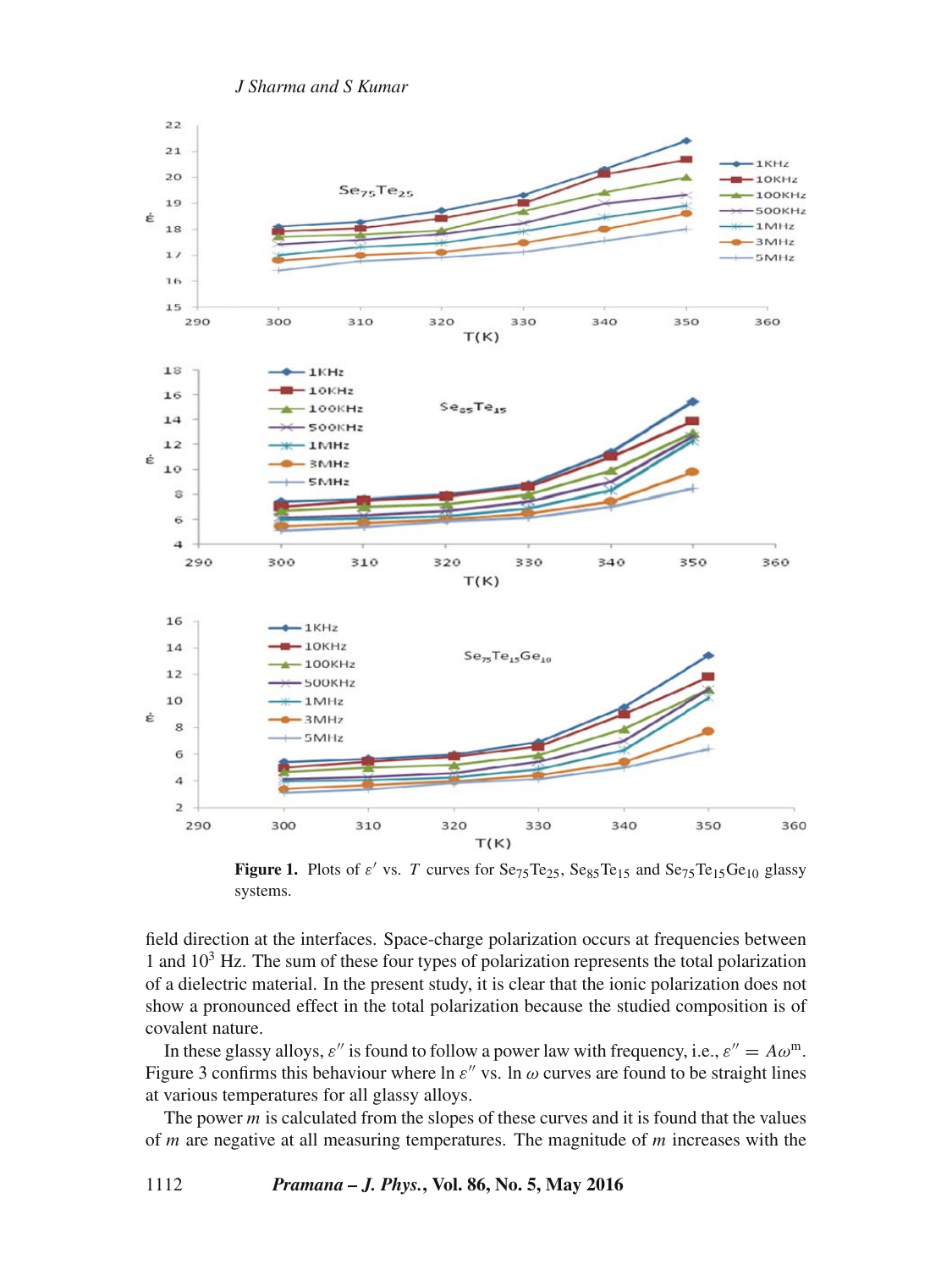**Figure 1.** Plots of $\varepsilon'$ vs. $T$ curves for $Se_{75}Te_{25}$, $Se_{85}Te_{15}$ and $Se_{75}Te_{15}Ge_{10}$ glassy systems.

field direction at the interfaces. Space-charge polarization occurs at frequencies between 1 and $10^3$ Hz. The sum of these four types of polarization represents the total polarization of a dielectric material. In the present study, it is clear that the ionic polarization does not show a pronounced effect in the total polarization because the studied composition is of covalent nature.

In these glassy alloys, $\varepsilon''$ is found to follow a power law with frequency, i.e., $\varepsilon'' = A\omega^{m}$. Figure 3 confirms this behaviour where ln $\varepsilon''$ vs. ln $\omega$ curves are found to be straight lines at various temperatures for all glassy alloys.

The power $m$ is calculated from the slopes of these curves and it is found that the values of $m$ are negative at all measuring temperatures. The magnitude of $m$ increases with the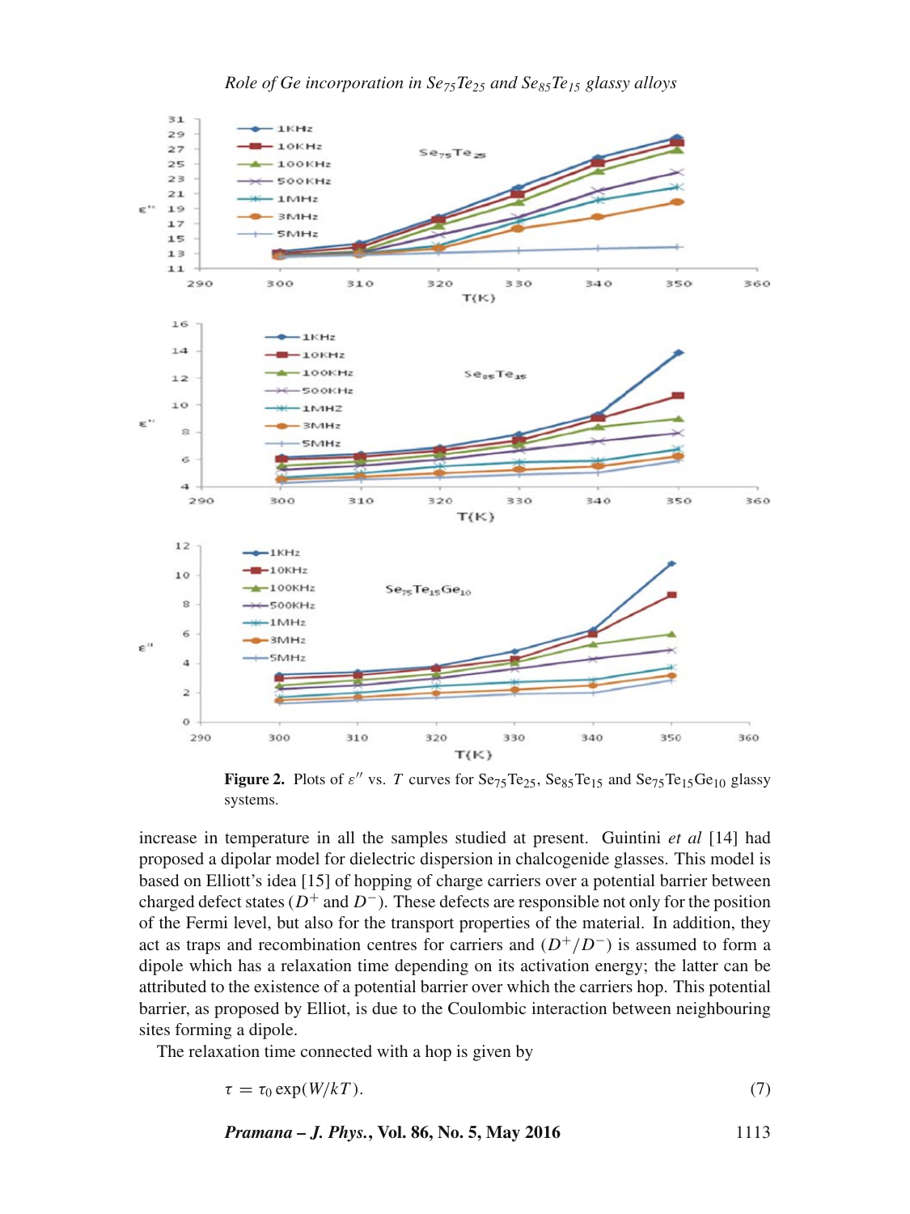**Figure 2.** Plots of $\varepsilon''$ vs. $T$ curves for $Se_{75}Te_{25}$, $Se_{85}Te_{15}$ and $Se_{75}Te_{15}Ge_{10}$ glassy systems.

increase in temperature in all the samples studied at present. Guintini *et al* [14] had proposed a dipolar model for dielectric dispersion in chalcogenide glasses. This model is based on Elliott's idea [15] of hopping of charge carriers over a potential barrier between charged defect states ($D^+$ and $D^-$). These defects are responsible not only for the position of the Fermi level, but also for the transport properties of the material. In addition, they act as traps and recombination centres for carriers and ($D^+/D^-$) is assumed to form a dipole which has a relaxation time depending on its activation energy; the latter can be attributed to the existence of a potential barrier over which the carriers hop. This potential barrier, as proposed by Elliot, is due to the Coulombic interaction between neighbouring sites forming a dipole.

The relaxation time connected with a hop is given by

$$\tau = \tau_0 \exp(W/kT). \tag{7}$$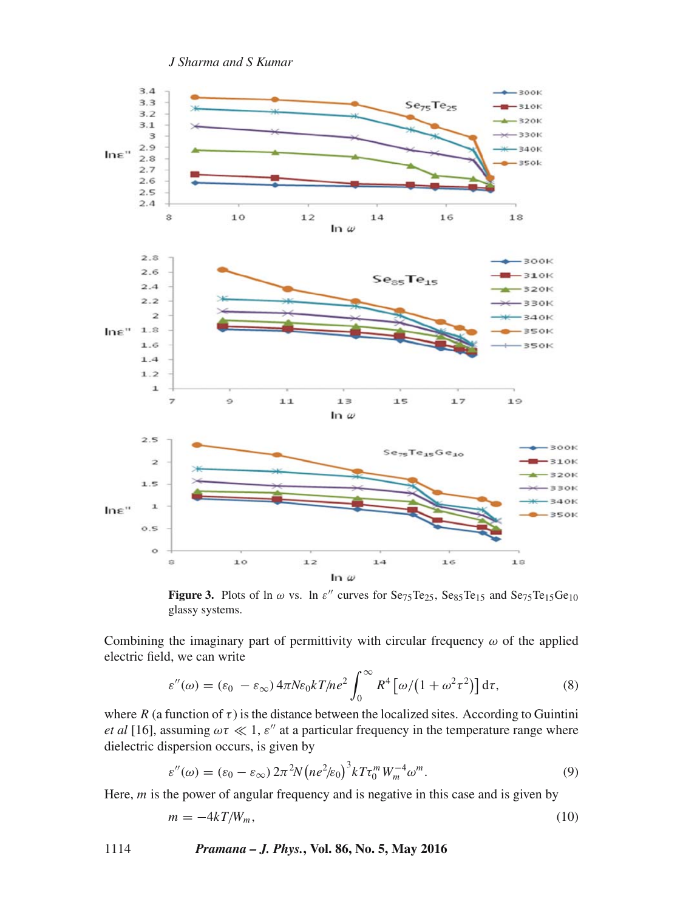Figure 3. Plots of ln $\omega$ vs. ln $\varepsilon''$ curves for $Se_{75}Te_{25}$, $Se_{85}Te_{15}$ and $Se_{75}Te_{15}Ge_{10}$ glassy systems.

Combining the imaginary part of permittivity with circular frequency $\omega$ of the applied electric field, we can write

$$\varepsilon''(\omega) = (\varepsilon_0 - \varepsilon_\infty)\, 4\pi N \varepsilon_0 kT/ne^2 \int_0^\infty R^4 \left[\omega/\left(1+\omega^2\tau^2\right)\right] \mathrm{d}\tau, \tag{8}$$

where $R$ (a function of $\tau$) is the distance between the localized sites. According to Guintini *et al* [16], assuming $\omega\tau \ll 1$, $\varepsilon''$ at a particular frequency in the temperature range where dielectric dispersion occurs, is given by

$$\varepsilon''(\omega) = (\varepsilon_0 - \varepsilon_\infty)\, 2\pi^2 N \left(ne^2/\varepsilon_0\right)^3 kT\tau_0^m W_m^{-4} \omega^m. \tag{9}$$

Here, $m$ is the power of angular frequency and is negative in this case and is given by

$$m = -4kT/W_m, \tag{10}$$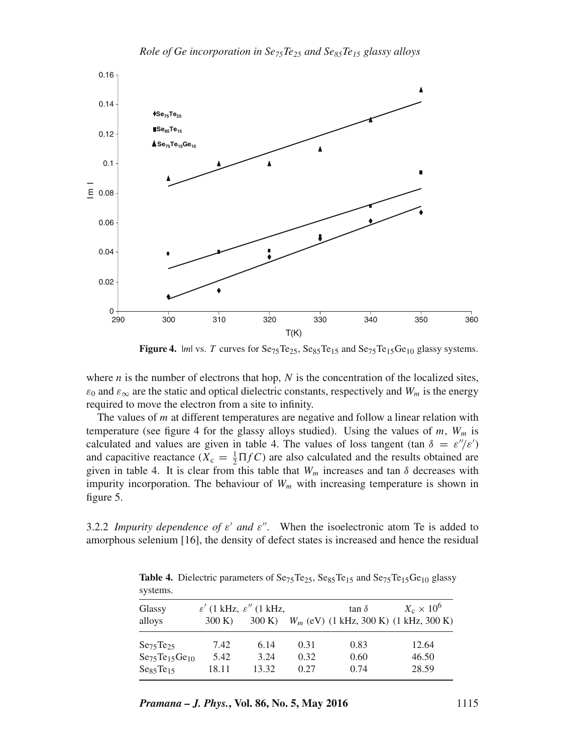**Figure 4.** $|m|$ vs. $T$ curves for $Se_{75}Te_{25}$, $Se_{85}Te_{15}$ and $Se_{75}Te_{15}Ge_{10}$ glassy systems.

where $n$ is the number of electrons that hop, $N$ is the concentration of the localized sites, $\varepsilon_0$ and $\varepsilon_\infty$ are the static and optical dielectric constants, respectively and $W_m$ is the energy required to move the electron from a site to infinity.

The values of $m$ at different temperatures are negative and follow a linear relation with temperature (see figure 4 for the glassy alloys studied). Using the values of $m$, $W_m$ is calculated and values are given in table 4. The values of loss tangent ($\tan\delta = \varepsilon''/\varepsilon'$) and capacitive reactance ($X_c = \frac{1}{2}\Pi f C$) are also calculated and the results obtained are given in table 4. It is clear from this table that $W_m$ increases and $\tan\delta$ decreases with impurity incorporation. The behaviour of $W_m$ with increasing temperature is shown in figure 5.

3.2.2 *Impurity dependence of $\varepsilon'$ and $\varepsilon''$.* When the isoelectronic atom Te is added to amorphous selenium [16], the density of defect states is increased and hence the residual

**Table 4.** Dielectric parameters of $Se_{75}Te_{25}$, $Se_{85}Te_{15}$ and $Se_{75}Te_{15}Ge_{10}$ glassy systems.

| Glassy alloys | $\varepsilon'$ (1 kHz, 300 K) | $\varepsilon''$ (1 kHz, 300 K) | $W_m$ (eV) | $\tan\delta$ (1 kHz, 300 K) | $X_c \times 10^6$ (1 kHz, 300 K) |
|---|---|---|---|---|---|
| $Se_{75}Te_{25}$ | 7.42 | 6.14 | 0.31 | 0.83 | 12.64 |
| $Se_{75}Te_{15}Ge_{10}$ | 5.42 | 3.24 | 0.32 | 0.60 | 46.50 |
| $Se_{85}Te_{15}$ | 18.11 | 13.32 | 0.27 | 0.74 | 28.59 |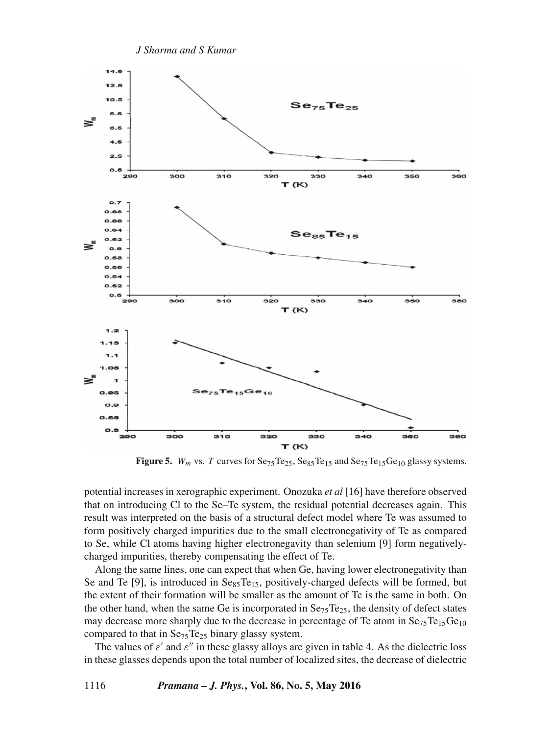**Figure 5.** $W_m$ vs. $T$ curves for $Se_{75}Te_{25}$, $Se_{85}Te_{15}$ and $Se_{75}Te_{15}Ge_{10}$ glassy systems.

potential increases in xerographic experiment. Onozuka *et al* [16] have therefore observed that on introducing Cl to the Se–Te system, the residual potential decreases again. This result was interpreted on the basis of a structural defect model where Te was assumed to form positively charged impurities due to the small electronegativity of Te as compared to Se, while Cl atoms having higher electronegavity than selenium [9] form negatively-charged impurities, thereby compensating the effect of Te.

Along the same lines, one can expect that when Ge, having lower electronegativity than Se and Te [9], is introduced in $Se_{85}Te_{15}$, positively-charged defects will be formed, but the extent of their formation will be smaller as the amount of Te is the same in both. On the other hand, when the same Ge is incorporated in $Se_{75}Te_{25}$, the density of defect states may decrease more sharply due to the decrease in percentage of Te atom in $Se_{75}Te_{15}Ge_{10}$ compared to that in $Se_{75}Te_{25}$ binary glassy system.

The values of $\varepsilon'$ and $\varepsilon''$ in these glassy alloys are given in table 4. As the dielectric loss in these glasses depends upon the total number of localized sites, the decrease of dielectric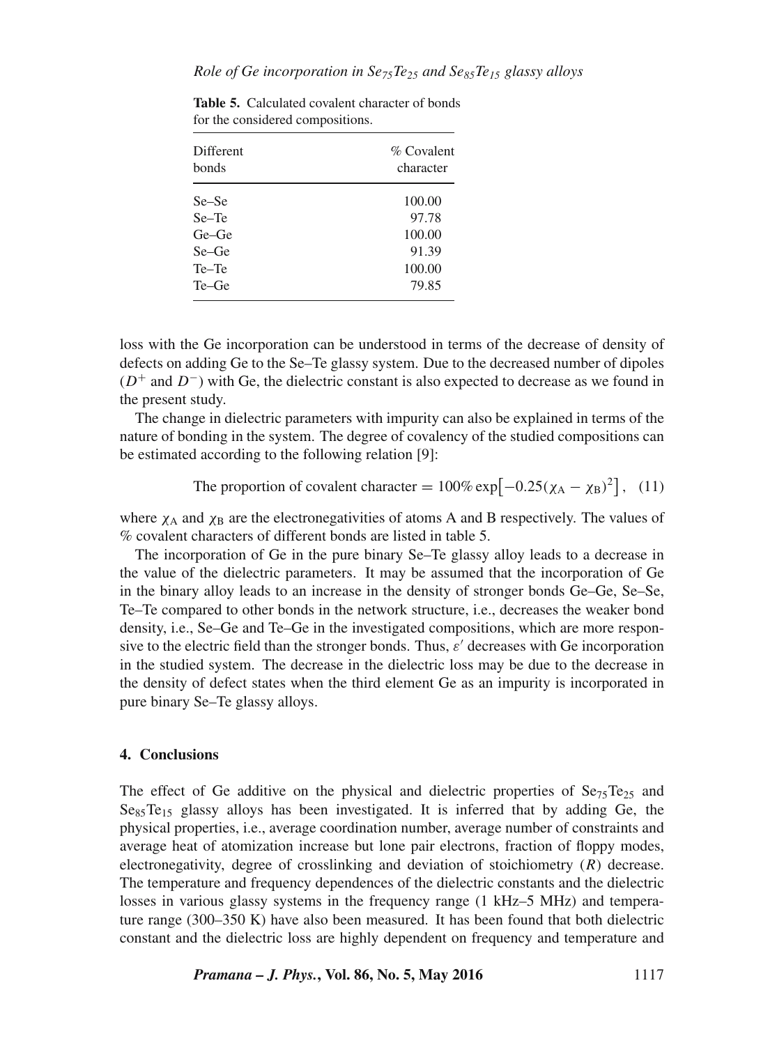**Table 5.** Calculated covalent character of bonds for the considered compositions.

| Different bonds | % Covalent character |
|---|---|
| Se–Se | 100.00 |
| Se–Te | 97.78 |
| Ge–Ge | 100.00 |
| Se–Ge | 91.39 |
| Te–Te | 100.00 |
| Te–Ge | 79.85 |

loss with the Ge incorporation can be understood in terms of the decrease of density of defects on adding Ge to the Se–Te glassy system. Due to the decreased number of dipoles ($D^+$ and $D^-$) with Ge, the dielectric constant is also expected to decrease as we found in the present study.

The change in dielectric parameters with impurity can also be explained in terms of the nature of bonding in the system. The degree of covalency of the studied compositions can be estimated according to the following relation [9]:

$$\text{The proportion of covalent character} = 100\% \exp\left[-0.25(\chi_A - \chi_B)^2\right], \quad (11)$$

where $\chi_A$ and $\chi_B$ are the electronegativities of atoms A and B respectively. The values of % covalent characters of different bonds are listed in table 5.

The incorporation of Ge in the pure binary Se–Te glassy alloy leads to a decrease in the value of the dielectric parameters. It may be assumed that the incorporation of Ge in the binary alloy leads to an increase in the density of stronger bonds Ge–Ge, Se–Se, Te–Te compared to other bonds in the network structure, i.e., decreases the weaker bond density, i.e., Se–Ge and Te–Ge in the investigated compositions, which are more responsive to the electric field than the stronger bonds. Thus, $\varepsilon'$ decreases with Ge incorporation in the studied system. The decrease in the dielectric loss may be due to the decrease in the density of defect states when the third element Ge as an impurity is incorporated in pure binary Se–Te glassy alloys.

## 4. Conclusions

The effect of Ge additive on the physical and dielectric properties of $Se_{75}Te_{25}$ and $Se_{85}Te_{15}$ glassy alloys has been investigated. It is inferred that by adding Ge, the physical properties, i.e., average coordination number, average number of constraints and average heat of atomization increase but lone pair electrons, fraction of floppy modes, electronegativity, degree of crosslinking and deviation of stoichiometry ($R$) decrease. The temperature and frequency dependences of the dielectric constants and the dielectric losses in various glassy systems in the frequency range (1 kHz–5 MHz) and temperature range (300–350 K) have also been measured. It has been found that both dielectric constant and the dielectric loss are highly dependent on frequency and temperature and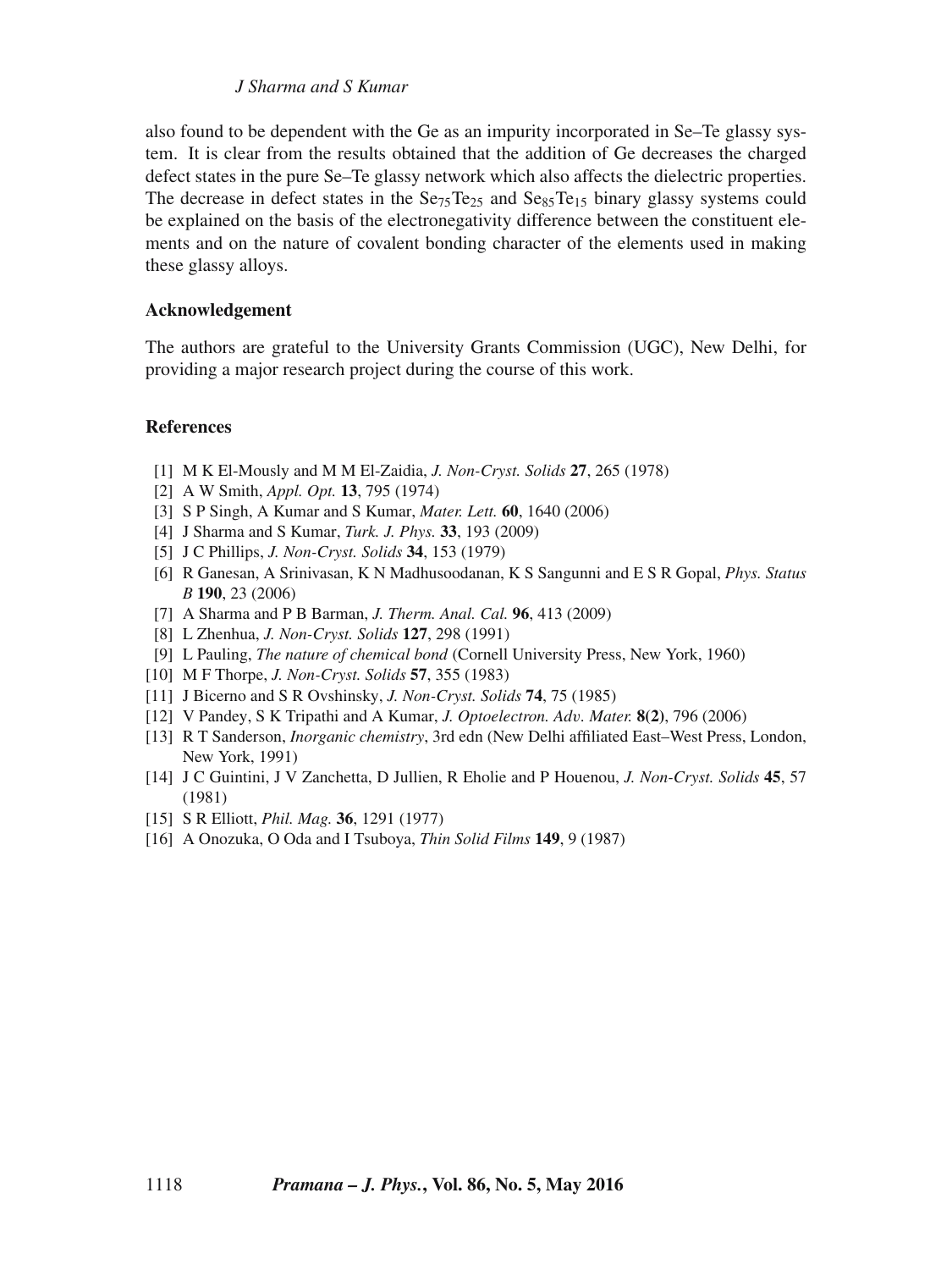also found to be dependent with the Ge as an impurity incorporated in Se–Te glassy system. It is clear from the results obtained that the addition of Ge decreases the charged defect states in the pure Se–Te glassy network which also affects the dielectric properties. The decrease in defect states in the $Se_{75}Te_{25}$ and $Se_{85}Te_{15}$ binary glassy systems could be explained on the basis of the electronegativity difference between the constituent elements and on the nature of covalent bonding character of the elements used in making these glassy alloys.

## Acknowledgement

The authors are grateful to the University Grants Commission (UGC), New Delhi, for providing a major research project during the course of this work.

## References

[1] M K El-Mousły and M M El-Zaidia, *J. Non-Cryst. Solids* **27**, 265 (1978)
[2] A W Smith, *Appl. Opt.* **13**, 795 (1974)
[3] S P Singh, A Kumar and S Kumar, *Mater. Lett.* **60**, 1640 (2006)
[4] J Sharma and S Kumar, *Turk. J. Phys.* **33**, 193 (2009)
[5] J C Phillips, *J. Non-Cryst. Solids* **34**, 153 (1979)
[6] R Ganesan, A Srinivasan, K N Madhusoodanan, K S Sangunni and E S R Gopal, *Phys. Status B* **190**, 23 (2006)
[7] A Sharma and P B Barman, *J. Therm. Anal. Cal.* **96**, 413 (2009)
[8] L Zhenhua, *J. Non-Cryst. Solids* **127**, 298 (1991)
[9] L Pauling, *The nature of chemical bond* (Cornell University Press, New York, 1960)
[10] M F Thorpe, *J. Non-Cryst. Solids* **57**, 355 (1983)
[11] J Bicerno and S R Ovshinsky, *J. Non-Cryst. Solids* **74**, 75 (1985)
[12] V Pandey, S K Tripathi and A Kumar, *J. Optoelectron. Adv. Mater.* **8(2)**, 796 (2006)
[13] R T Sanderson, *Inorganic chemistry*, 3rd edn (New Delhi affiliated East–West Press, London, New York, 1991)
[14] J C Guintini, J V Zanchetta, D Jullien, R Eholie and P Houenou, *J. Non-Cryst. Solids* **45**, 57 (1981)
[15] S R Elliott, *Phil. Mag.* **36**, 1291 (1977)
[16] A Onozuka, O Oda and I Tsuboya, *Thin Solid Films* **149**, 9 (1987)